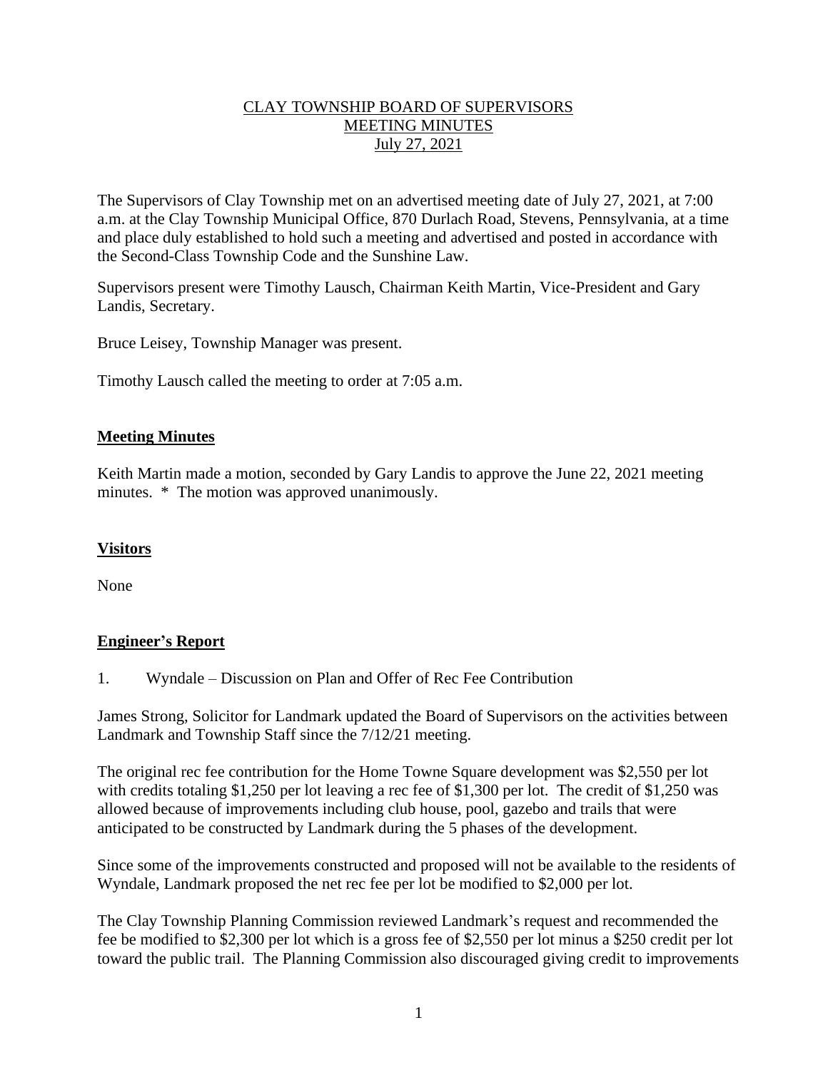# CLAY TOWNSHIP BOARD OF SUPERVISORS
# MEETING MINUTES
# July 27, 2021

The Supervisors of Clay Township met on an advertised meeting date of July 27, 2021, at 7:00 a.m. at the Clay Township Municipal Office, 870 Durlach Road, Stevens, Pennsylvania, at a time and place duly established to hold such a meeting and advertised and posted in accordance with the Second-Class Township Code and the Sunshine Law.

Supervisors present were Timothy Lausch, Chairman Keith Martin, Vice-President and Gary Landis, Secretary.

Bruce Leisey, Township Manager was present.

Timothy Lausch called the meeting to order at 7:05 a.m.

## Meeting Minutes

Keith Martin made a motion, seconded by Gary Landis to approve the June 22, 2021 meeting minutes. * The motion was approved unanimously.

## Visitors

None

## Engineer's Report

1. Wyndale – Discussion on Plan and Offer of Rec Fee Contribution

James Strong, Solicitor for Landmark updated the Board of Supervisors on the activities between Landmark and Township Staff since the 7/12/21 meeting.

The original rec fee contribution for the Home Towne Square development was $2,550 per lot with credits totaling $1,250 per lot leaving a rec fee of $1,300 per lot. The credit of $1,250 was allowed because of improvements including club house, pool, gazebo and trails that were anticipated to be constructed by Landmark during the 5 phases of the development.

Since some of the improvements constructed and proposed will not be available to the residents of Wyndale, Landmark proposed the net rec fee per lot be modified to $2,000 per lot.

The Clay Township Planning Commission reviewed Landmark's request and recommended the fee be modified to $2,300 per lot which is a gross fee of $2,550 per lot minus a $250 credit per lot toward the public trail. The Planning Commission also discouraged giving credit to improvements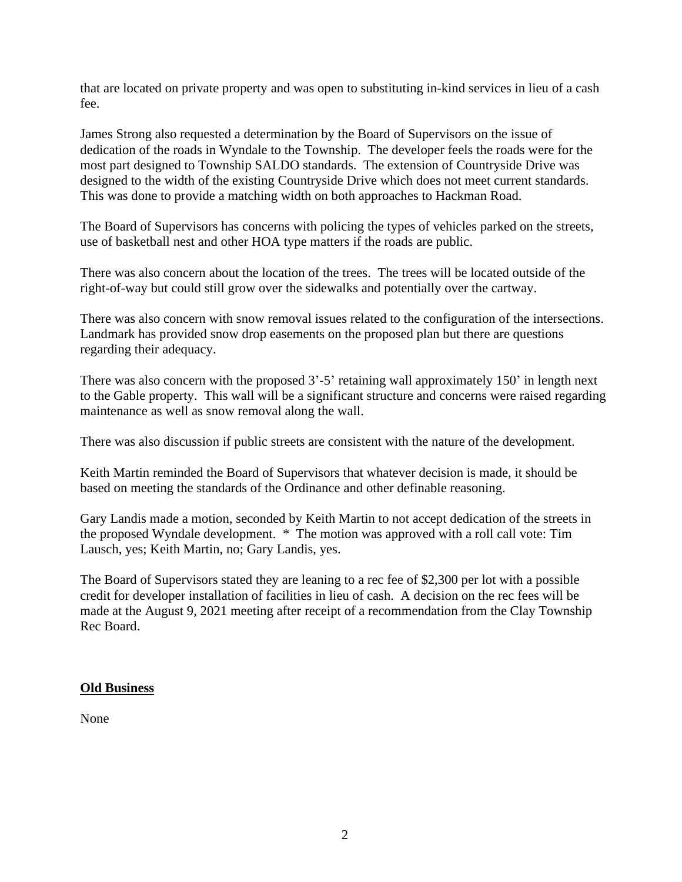that are located on private property and was open to substituting in-kind services in lieu of a cash fee.

James Strong also requested a determination by the Board of Supervisors on the issue of dedication of the roads in Wyndale to the Township. The developer feels the roads were for the most part designed to Township SALDO standards. The extension of Countryside Drive was designed to the width of the existing Countryside Drive which does not meet current standards. This was done to provide a matching width on both approaches to Hackman Road.

The Board of Supervisors has concerns with policing the types of vehicles parked on the streets, use of basketball nest and other HOA type matters if the roads are public.

There was also concern about the location of the trees. The trees will be located outside of the right-of-way but could still grow over the sidewalks and potentially over the cartway.

There was also concern with snow removal issues related to the configuration of the intersections. Landmark has provided snow drop easements on the proposed plan but there are questions regarding their adequacy.

There was also concern with the proposed 3'-5' retaining wall approximately 150' in length next to the Gable property. This wall will be a significant structure and concerns were raised regarding maintenance as well as snow removal along the wall.

There was also discussion if public streets are consistent with the nature of the development.

Keith Martin reminded the Board of Supervisors that whatever decision is made, it should be based on meeting the standards of the Ordinance and other definable reasoning.

Gary Landis made a motion, seconded by Keith Martin to not accept dedication of the streets in the proposed Wyndale development. * The motion was approved with a roll call vote: Tim Lausch, yes; Keith Martin, no; Gary Landis, yes.

The Board of Supervisors stated they are leaning to a rec fee of $2,300 per lot with a possible credit for developer installation of facilities in lieu of cash. A decision on the rec fees will be made at the August 9, 2021 meeting after receipt of a recommendation from the Clay Township Rec Board.

**Old Business**

None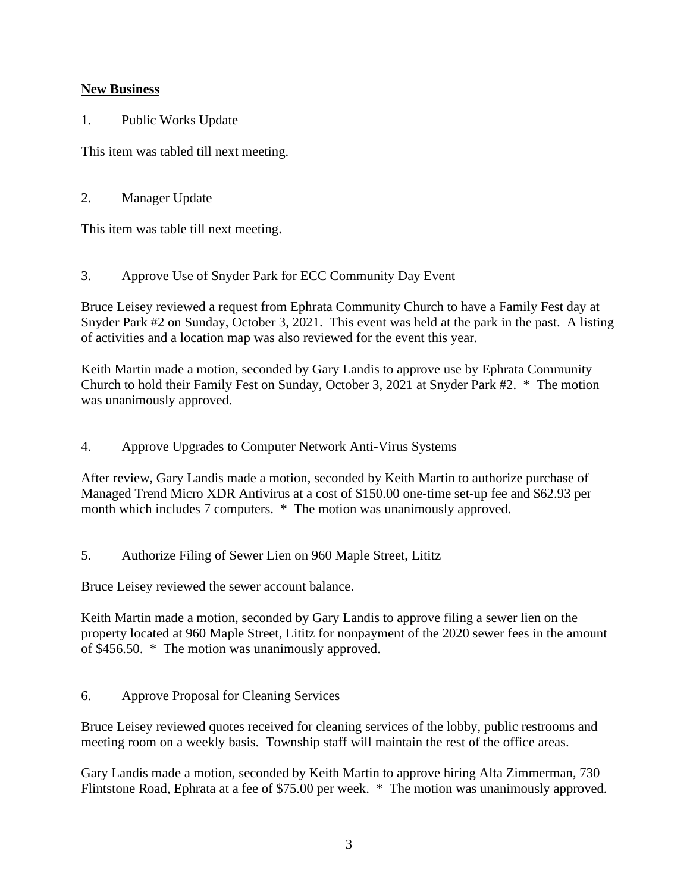**New Business**

1. Public Works Update

This item was tabled till next meeting.

2. Manager Update

This item was table till next meeting.

3. Approve Use of Snyder Park for ECC Community Day Event

Bruce Leisey reviewed a request from Ephrata Community Church to have a Family Fest day at Snyder Park #2 on Sunday, October 3, 2021. This event was held at the park in the past. A listing of activities and a location map was also reviewed for the event this year.

Keith Martin made a motion, seconded by Gary Landis to approve use by Ephrata Community Church to hold their Family Fest on Sunday, October 3, 2021 at Snyder Park #2. * The motion was unanimously approved.

4. Approve Upgrades to Computer Network Anti-Virus Systems

After review, Gary Landis made a motion, seconded by Keith Martin to authorize purchase of Managed Trend Micro XDR Antivirus at a cost of $150.00 one-time set-up fee and $62.93 per month which includes 7 computers. * The motion was unanimously approved.

5. Authorize Filing of Sewer Lien on 960 Maple Street, Lititz

Bruce Leisey reviewed the sewer account balance.

Keith Martin made a motion, seconded by Gary Landis to approve filing a sewer lien on the property located at 960 Maple Street, Lititz for nonpayment of the 2020 sewer fees in the amount of $456.50. * The motion was unanimously approved.

6. Approve Proposal for Cleaning Services

Bruce Leisey reviewed quotes received for cleaning services of the lobby, public restrooms and meeting room on a weekly basis. Township staff will maintain the rest of the office areas.

Gary Landis made a motion, seconded by Keith Martin to approve hiring Alta Zimmerman, 730 Flintstone Road, Ephrata at a fee of $75.00 per week. * The motion was unanimously approved.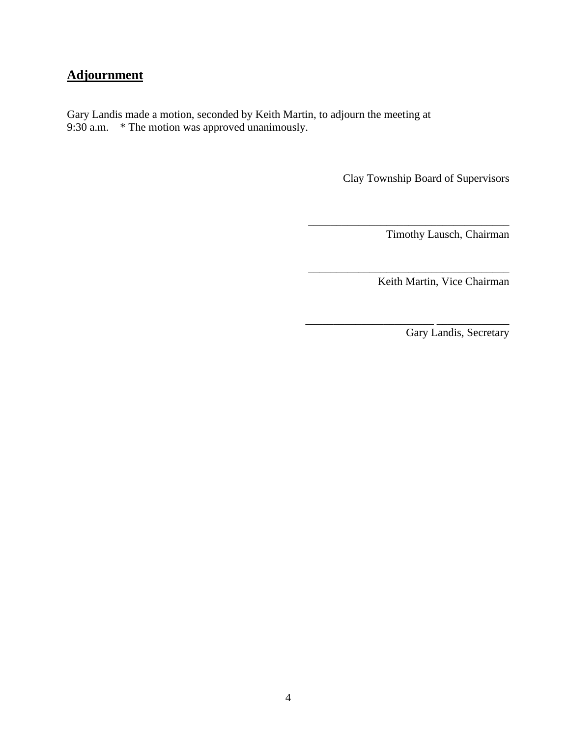## **Adjournment**

Gary Landis made a motion, seconded by Keith Martin, to adjourn the meeting at 9:30 a.m. * The motion was approved unanimously.

Clay Township Board of Supervisors

_____________________________________
Timothy Lausch, Chairman

_____________________________________
Keith Martin, Vice Chairman

_____________________________________
Gary Landis, Secretary